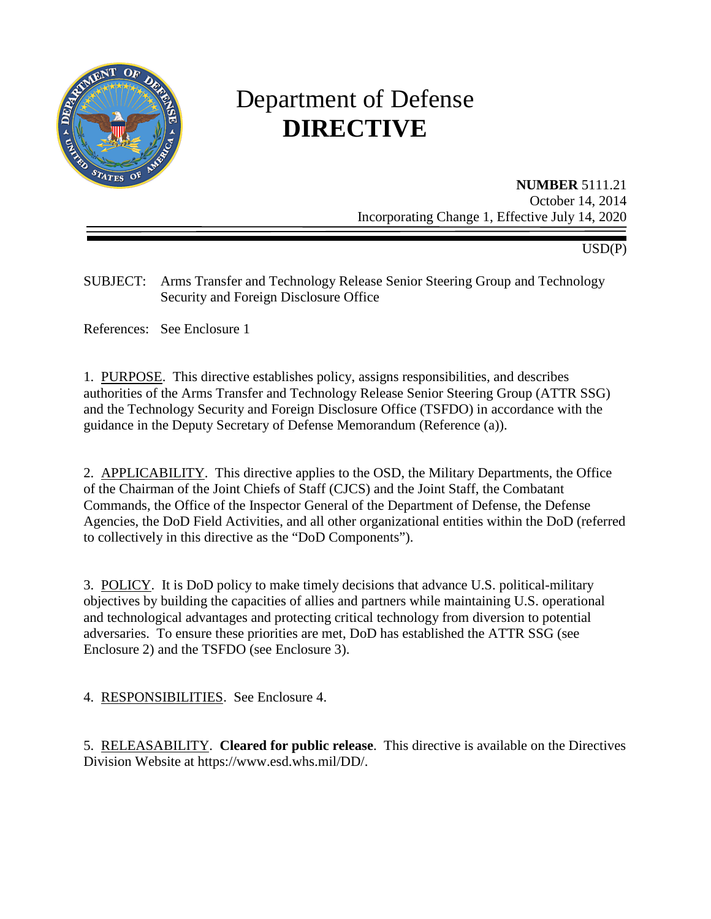# Department of Defense
# DIRECTIVE

**NUMBER** 5111.21
October 14, 2014
Incorporating Change 1, Effective July 14, 2020

USD(P)

SUBJECT: Arms Transfer and Technology Release Senior Steering Group and Technology Security and Foreign Disclosure Office

References: See Enclosure 1

1. PURPOSE. This directive establishes policy, assigns responsibilities, and describes authorities of the Arms Transfer and Technology Release Senior Steering Group (ATTR SSG) and the Technology Security and Foreign Disclosure Office (TSFDO) in accordance with the guidance in the Deputy Secretary of Defense Memorandum (Reference (a)).

2. APPLICABILITY. This directive applies to the OSD, the Military Departments, the Office of the Chairman of the Joint Chiefs of Staff (CJCS) and the Joint Staff, the Combatant Commands, the Office of the Inspector General of the Department of Defense, the Defense Agencies, the DoD Field Activities, and all other organizational entities within the DoD (referred to collectively in this directive as the "DoD Components").

3. POLICY. It is DoD policy to make timely decisions that advance U.S. political-military objectives by building the capacities of allies and partners while maintaining U.S. operational and technological advantages and protecting critical technology from diversion to potential adversaries. To ensure these priorities are met, DoD has established the ATTR SSG (see Enclosure 2) and the TSFDO (see Enclosure 3).

4. RESPONSIBILITIES. See Enclosure 4.

5. RELEASABILITY. **Cleared for public release**. This directive is available on the Directives Division Website at https://www.esd.whs.mil/DD/.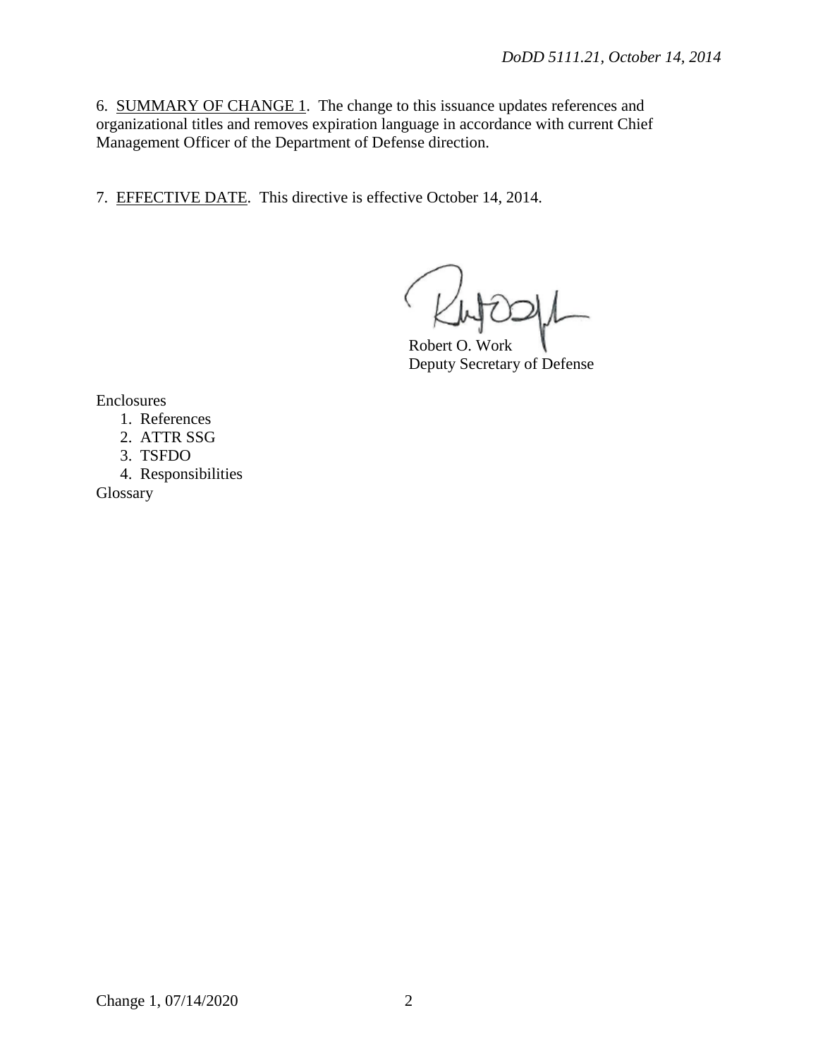6. SUMMARY OF CHANGE 1. The change to this issuance updates references and organizational titles and removes expiration language in accordance with current Chief Management Officer of the Department of Defense direction.

7. EFFECTIVE DATE. This directive is effective October 14, 2014.

Robert O. Work
Deputy Secretary of Defense

Enclosures
1. References
2. ATTR SSG
3. TSFDO
4. Responsibilities

Glossary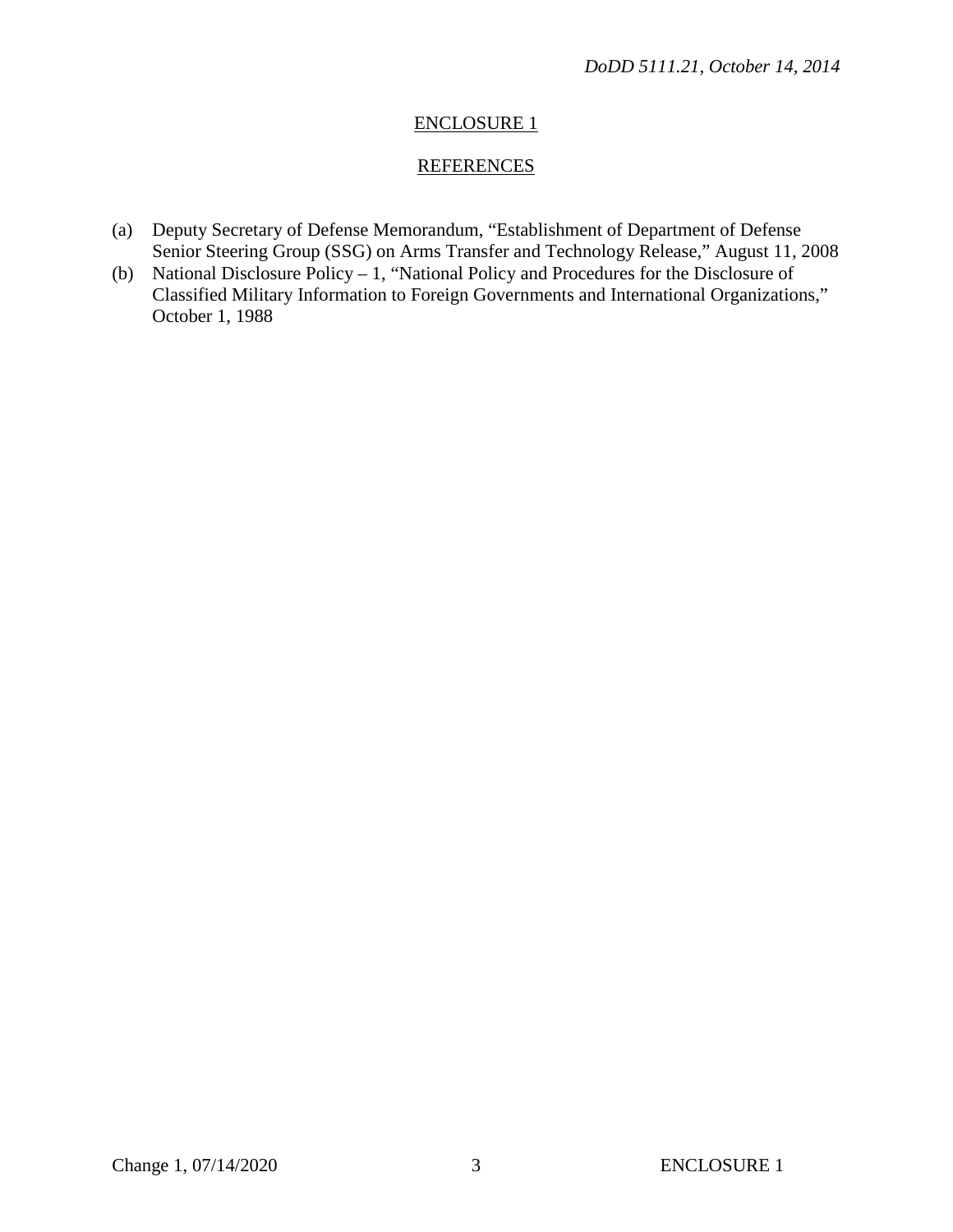## ENCLOSURE 1

## REFERENCES

(a) Deputy Secretary of Defense Memorandum, "Establishment of Department of Defense Senior Steering Group (SSG) on Arms Transfer and Technology Release," August 11, 2008

(b) National Disclosure Policy – 1, "National Policy and Procedures for the Disclosure of Classified Military Information to Foreign Governments and International Organizations," October 1, 1988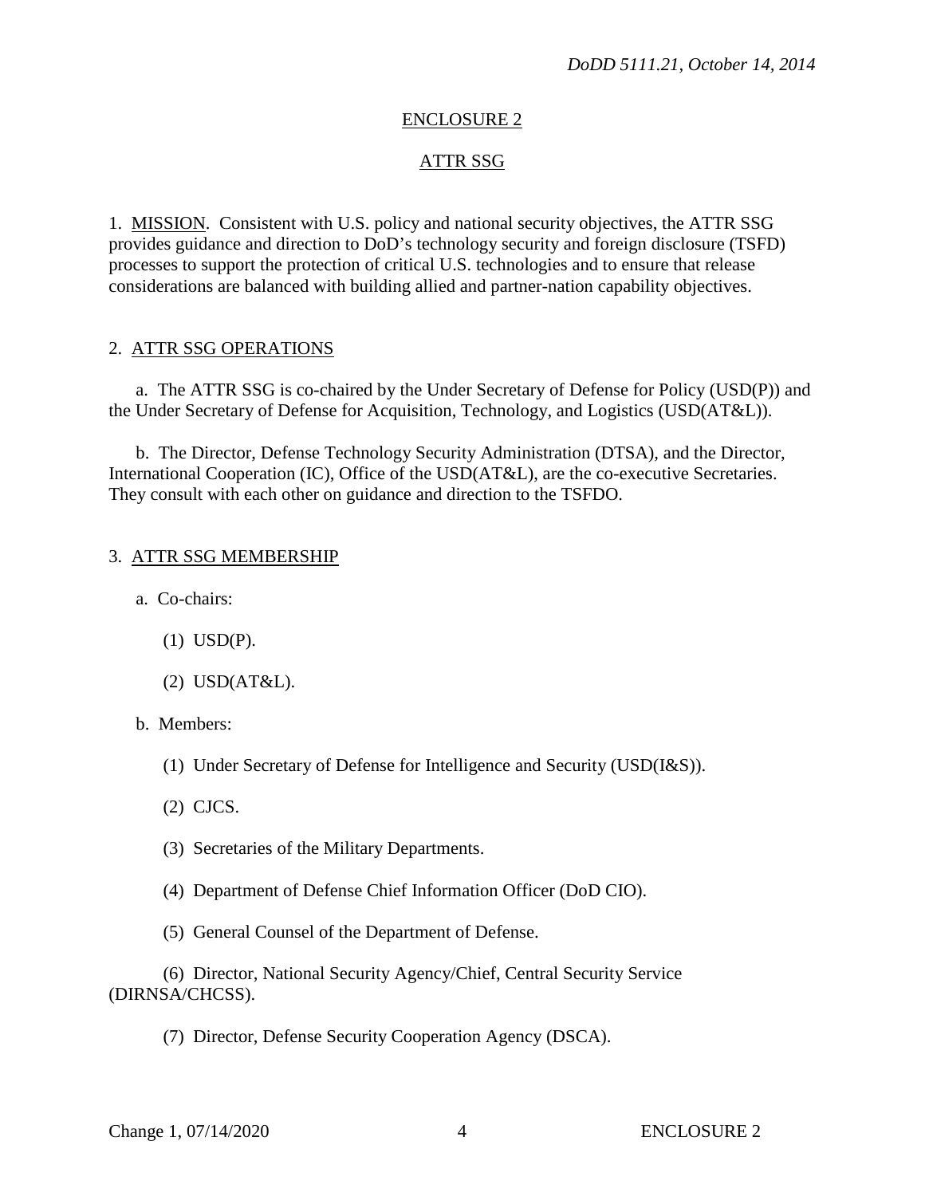## ENCLOSURE 2

## ATTR SSG

1. MISSION. Consistent with U.S. policy and national security objectives, the ATTR SSG provides guidance and direction to DoD's technology security and foreign disclosure (TSFD) processes to support the protection of critical U.S. technologies and to ensure that release considerations are balanced with building allied and partner-nation capability objectives.

2. ATTR SSG OPERATIONS

a. The ATTR SSG is co-chaired by the Under Secretary of Defense for Policy (USD(P)) and the Under Secretary of Defense for Acquisition, Technology, and Logistics (USD(AT&L)).

b. The Director, Defense Technology Security Administration (DTSA), and the Director, International Cooperation (IC), Office of the USD(AT&L), are the co-executive Secretaries. They consult with each other on guidance and direction to the TSFDO.

3. ATTR SSG MEMBERSHIP

a. Co-chairs:

(1) USD(P).

(2) USD(AT&L).

b. Members:

(1) Under Secretary of Defense for Intelligence and Security (USD(I&S)).

(2) CJCS.

(3) Secretaries of the Military Departments.

(4) Department of Defense Chief Information Officer (DoD CIO).

(5) General Counsel of the Department of Defense.

(6) Director, National Security Agency/Chief, Central Security Service (DIRNSA/CHCSS).

(7) Director, Defense Security Cooperation Agency (DSCA).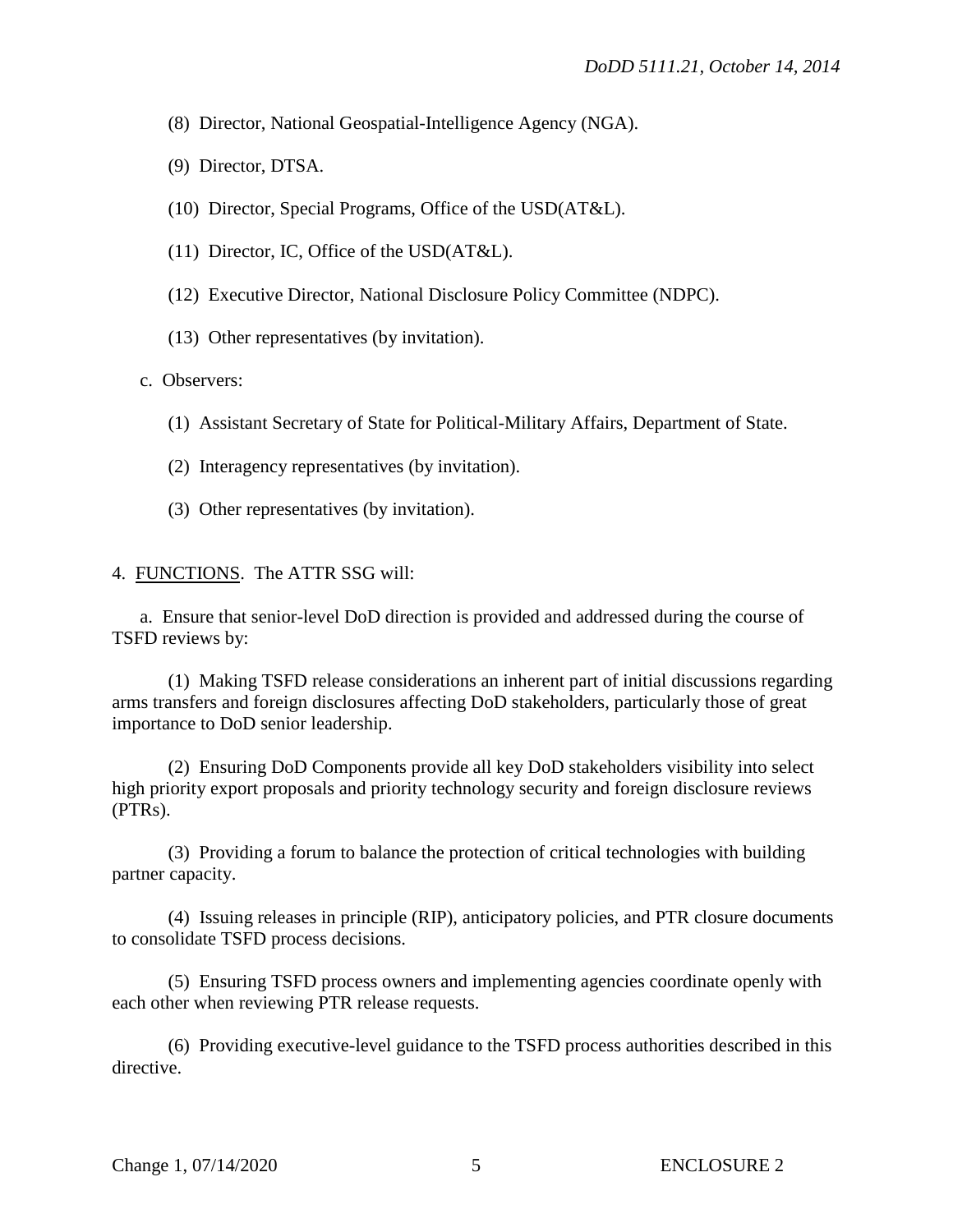(8) Director, National Geospatial-Intelligence Agency (NGA).

(9) Director, DTSA.

(10) Director, Special Programs, Office of the USD(AT&L).

(11) Director, IC, Office of the USD(AT&L).

(12) Executive Director, National Disclosure Policy Committee (NDPC).

(13) Other representatives (by invitation).

c. Observers:

(1) Assistant Secretary of State for Political-Military Affairs, Department of State.

(2) Interagency representatives (by invitation).

(3) Other representatives (by invitation).

4. <u>FUNCTIONS</u>. The ATTR SSG will:

a. Ensure that senior-level DoD direction is provided and addressed during the course of TSFD reviews by:

(1) Making TSFD release considerations an inherent part of initial discussions regarding arms transfers and foreign disclosures affecting DoD stakeholders, particularly those of great importance to DoD senior leadership.

(2) Ensuring DoD Components provide all key DoD stakeholders visibility into select high priority export proposals and priority technology security and foreign disclosure reviews (PTRs).

(3) Providing a forum to balance the protection of critical technologies with building partner capacity.

(4) Issuing releases in principle (RIP), anticipatory policies, and PTR closure documents to consolidate TSFD process decisions.

(5) Ensuring TSFD process owners and implementing agencies coordinate openly with each other when reviewing PTR release requests.

(6) Providing executive-level guidance to the TSFD process authorities described in this directive.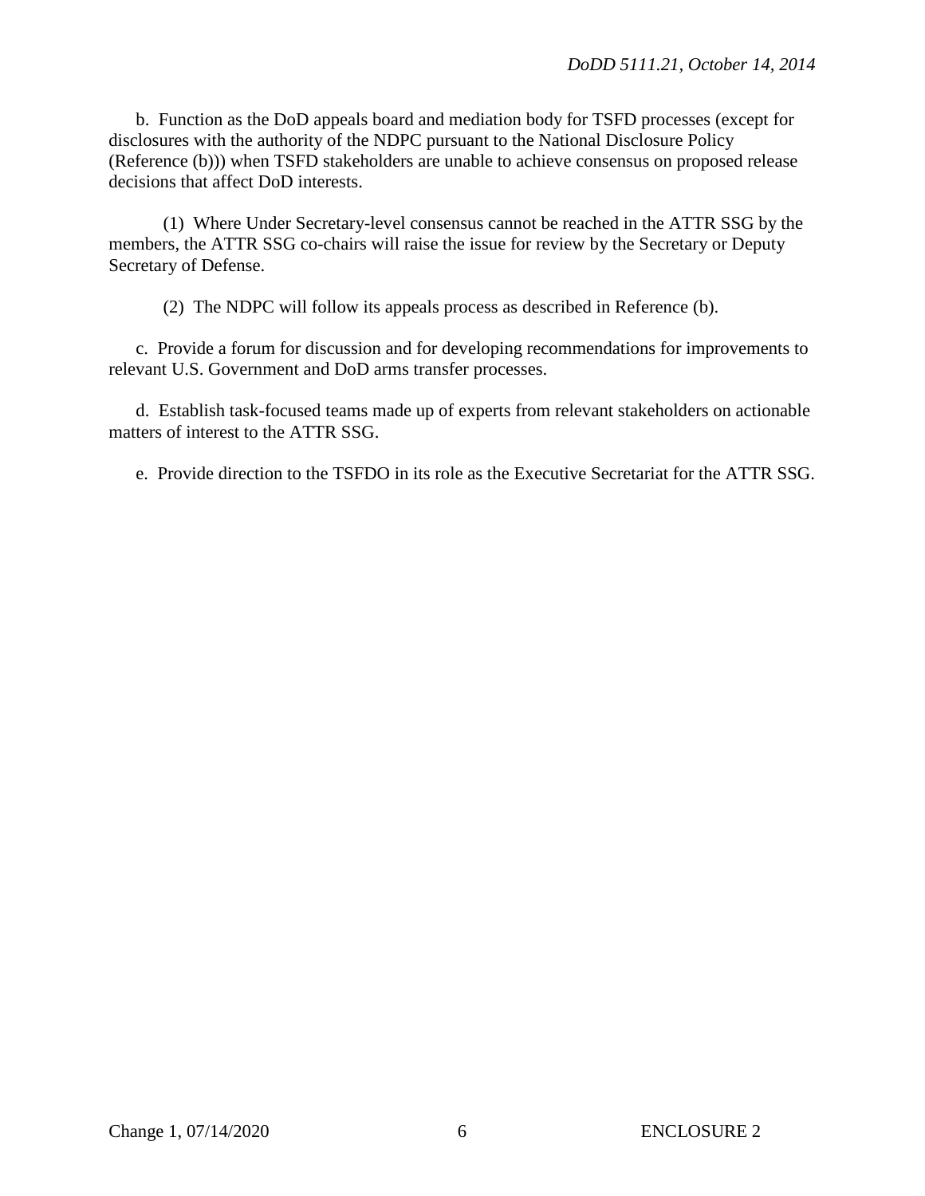b. Function as the DoD appeals board and mediation body for TSFD processes (except for disclosures with the authority of the NDPC pursuant to the National Disclosure Policy (Reference (b))) when TSFD stakeholders are unable to achieve consensus on proposed release decisions that affect DoD interests.

(1) Where Under Secretary-level consensus cannot be reached in the ATTR SSG by the members, the ATTR SSG co-chairs will raise the issue for review by the Secretary or Deputy Secretary of Defense.

(2) The NDPC will follow its appeals process as described in Reference (b).

c. Provide a forum for discussion and for developing recommendations for improvements to relevant U.S. Government and DoD arms transfer processes.

d. Establish task-focused teams made up of experts from relevant stakeholders on actionable matters of interest to the ATTR SSG.

e. Provide direction to the TSFDO in its role as the Executive Secretariat for the ATTR SSG.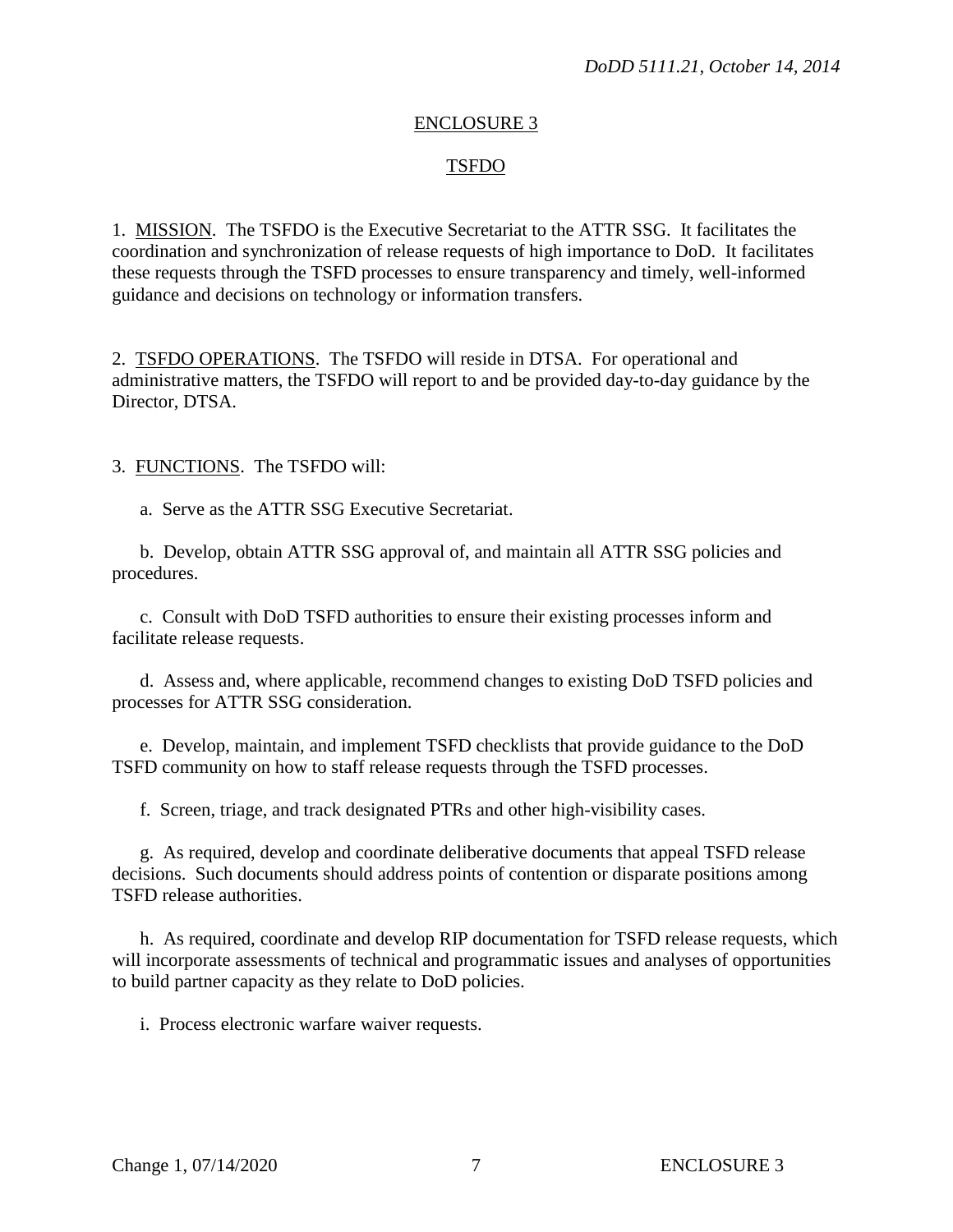## ENCLOSURE 3

## TSFDO

1. MISSION. The TSFDO is the Executive Secretariat to the ATTR SSG. It facilitates the coordination and synchronization of release requests of high importance to DoD. It facilitates these requests through the TSFD processes to ensure transparency and timely, well-informed guidance and decisions on technology or information transfers.

2. TSFDO OPERATIONS. The TSFDO will reside in DTSA. For operational and administrative matters, the TSFDO will report to and be provided day-to-day guidance by the Director, DTSA.

3. FUNCTIONS. The TSFDO will:

a. Serve as the ATTR SSG Executive Secretariat.

b. Develop, obtain ATTR SSG approval of, and maintain all ATTR SSG policies and procedures.

c. Consult with DoD TSFD authorities to ensure their existing processes inform and facilitate release requests.

d. Assess and, where applicable, recommend changes to existing DoD TSFD policies and processes for ATTR SSG consideration.

e. Develop, maintain, and implement TSFD checklists that provide guidance to the DoD TSFD community on how to staff release requests through the TSFD processes.

f. Screen, triage, and track designated PTRs and other high-visibility cases.

g. As required, develop and coordinate deliberative documents that appeal TSFD release decisions. Such documents should address points of contention or disparate positions among TSFD release authorities.

h. As required, coordinate and develop RIP documentation for TSFD release requests, which will incorporate assessments of technical and programmatic issues and analyses of opportunities to build partner capacity as they relate to DoD policies.

i. Process electronic warfare waiver requests.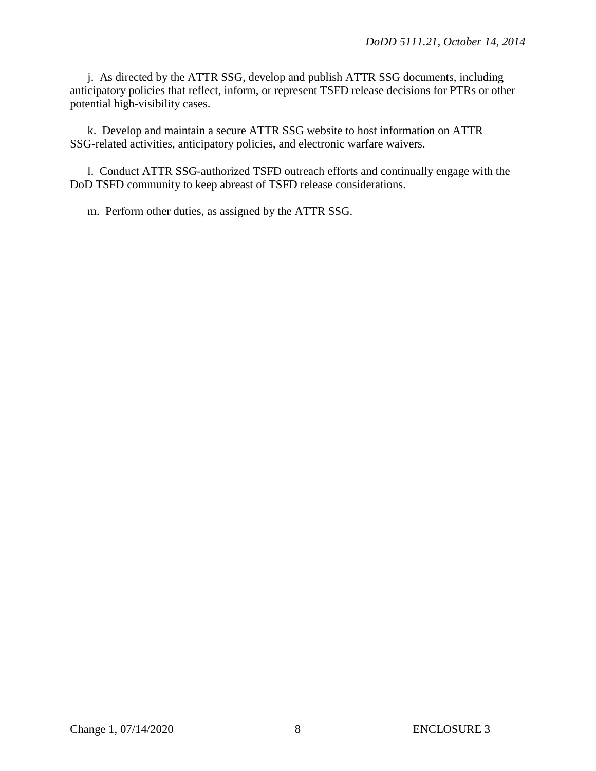j. As directed by the ATTR SSG, develop and publish ATTR SSG documents, including anticipatory policies that reflect, inform, or represent TSFD release decisions for PTRs or other potential high-visibility cases.

k. Develop and maintain a secure ATTR SSG website to host information on ATTR SSG-related activities, anticipatory policies, and electronic warfare waivers.

l. Conduct ATTR SSG-authorized TSFD outreach efforts and continually engage with the DoD TSFD community to keep abreast of TSFD release considerations.

m. Perform other duties, as assigned by the ATTR SSG.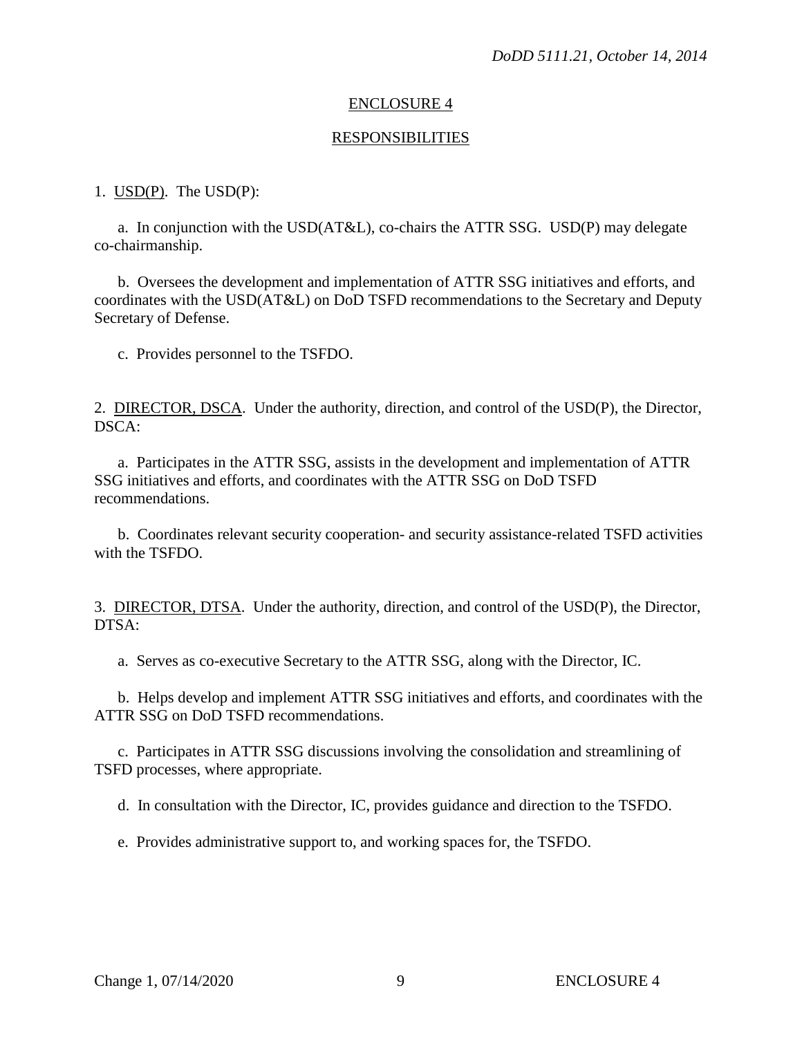## ENCLOSURE 4

## RESPONSIBILITIES

1. USD(P). The USD(P):

   a. In conjunction with the USD(AT&L), co-chairs the ATTR SSG. USD(P) may delegate co-chairmanship.

   b. Oversees the development and implementation of ATTR SSG initiatives and efforts, and coordinates with the USD(AT&L) on DoD TSFD recommendations to the Secretary and Deputy Secretary of Defense.

   c. Provides personnel to the TSFDO.

2. DIRECTOR, DSCA. Under the authority, direction, and control of the USD(P), the Director, DSCA:

   a. Participates in the ATTR SSG, assists in the development and implementation of ATTR SSG initiatives and efforts, and coordinates with the ATTR SSG on DoD TSFD recommendations.

   b. Coordinates relevant security cooperation- and security assistance-related TSFD activities with the TSFDO.

3. DIRECTOR, DTSA. Under the authority, direction, and control of the USD(P), the Director, DTSA:

   a. Serves as co-executive Secretary to the ATTR SSG, along with the Director, IC.

   b. Helps develop and implement ATTR SSG initiatives and efforts, and coordinates with the ATTR SSG on DoD TSFD recommendations.

   c. Participates in ATTR SSG discussions involving the consolidation and streamlining of TSFD processes, where appropriate.

   d. In consultation with the Director, IC, provides guidance and direction to the TSFDO.

   e. Provides administrative support to, and working spaces for, the TSFDO.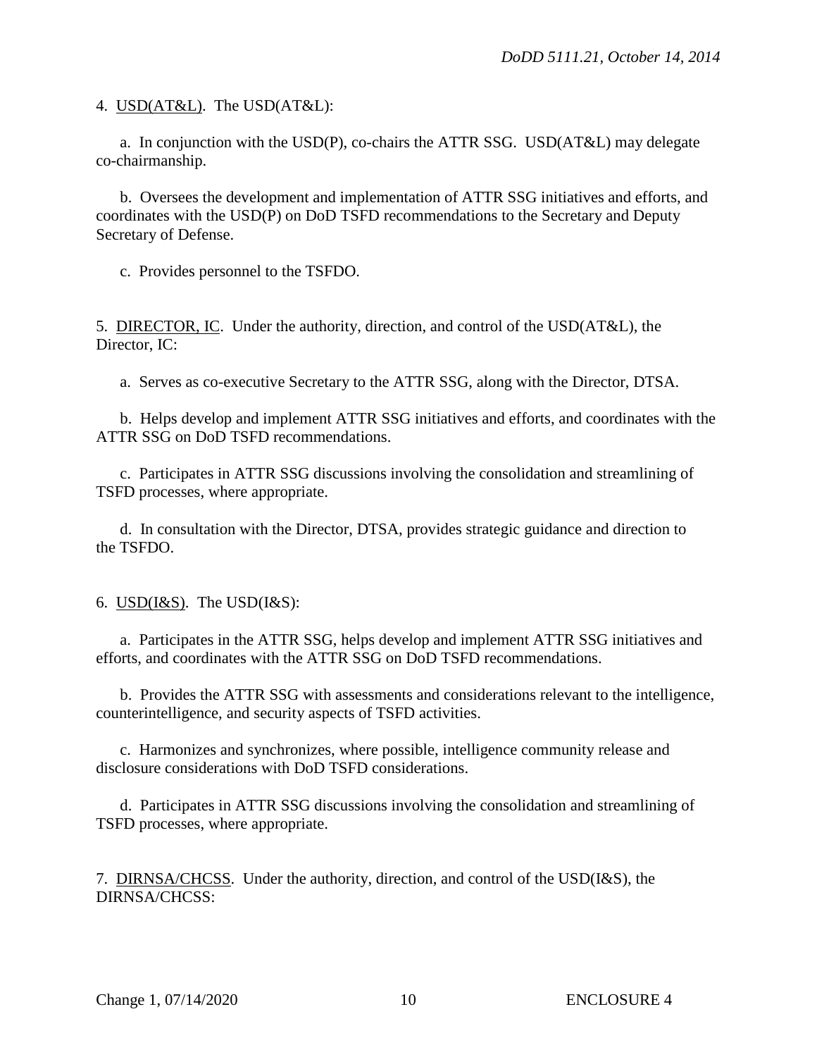4. USD(AT&L). The USD(AT&L):

a. In conjunction with the USD(P), co-chairs the ATTR SSG. USD(AT&L) may delegate co-chairmanship.

b. Oversees the development and implementation of ATTR SSG initiatives and efforts, and coordinates with the USD(P) on DoD TSFD recommendations to the Secretary and Deputy Secretary of Defense.

c. Provides personnel to the TSFDO.

5. DIRECTOR, IC. Under the authority, direction, and control of the USD(AT&L), the Director, IC:

a. Serves as co-executive Secretary to the ATTR SSG, along with the Director, DTSA.

b. Helps develop and implement ATTR SSG initiatives and efforts, and coordinates with the ATTR SSG on DoD TSFD recommendations.

c. Participates in ATTR SSG discussions involving the consolidation and streamlining of TSFD processes, where appropriate.

d. In consultation with the Director, DTSA, provides strategic guidance and direction to the TSFDO.

6. USD(I&S). The USD(I&S):

a. Participates in the ATTR SSG, helps develop and implement ATTR SSG initiatives and efforts, and coordinates with the ATTR SSG on DoD TSFD recommendations.

b. Provides the ATTR SSG with assessments and considerations relevant to the intelligence, counterintelligence, and security aspects of TSFD activities.

c. Harmonizes and synchronizes, where possible, intelligence community release and disclosure considerations with DoD TSFD considerations.

d. Participates in ATTR SSG discussions involving the consolidation and streamlining of TSFD processes, where appropriate.

7. DIRNSA/CHCSS. Under the authority, direction, and control of the USD(I&S), the DIRNSA/CHCSS: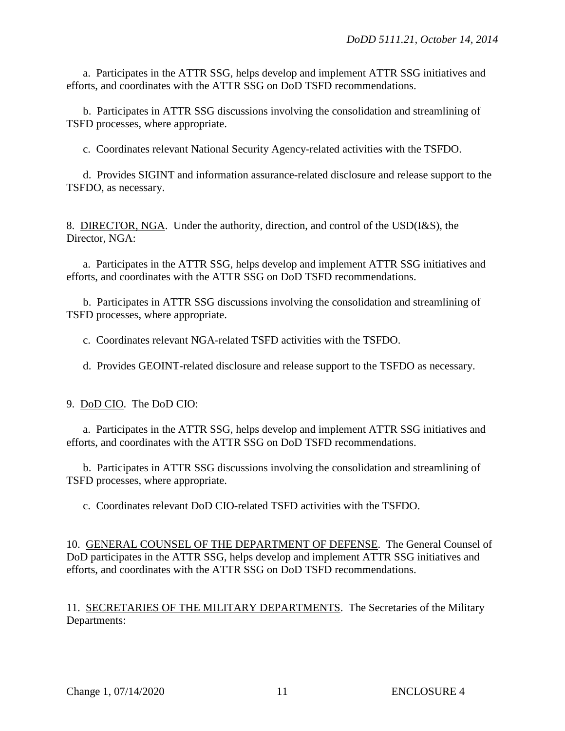a. Participates in the ATTR SSG, helps develop and implement ATTR SSG initiatives and efforts, and coordinates with the ATTR SSG on DoD TSFD recommendations.

b. Participates in ATTR SSG discussions involving the consolidation and streamlining of TSFD processes, where appropriate.

c. Coordinates relevant National Security Agency-related activities with the TSFDO.

d. Provides SIGINT and information assurance-related disclosure and release support to the TSFDO, as necessary.

8. DIRECTOR, NGA. Under the authority, direction, and control of the USD(I&S), the Director, NGA:

a. Participates in the ATTR SSG, helps develop and implement ATTR SSG initiatives and efforts, and coordinates with the ATTR SSG on DoD TSFD recommendations.

b. Participates in ATTR SSG discussions involving the consolidation and streamlining of TSFD processes, where appropriate.

c. Coordinates relevant NGA-related TSFD activities with the TSFDO.

d. Provides GEOINT-related disclosure and release support to the TSFDO as necessary.

9. DoD CIO. The DoD CIO:

a. Participates in the ATTR SSG, helps develop and implement ATTR SSG initiatives and efforts, and coordinates with the ATTR SSG on DoD TSFD recommendations.

b. Participates in ATTR SSG discussions involving the consolidation and streamlining of TSFD processes, where appropriate.

c. Coordinates relevant DoD CIO-related TSFD activities with the TSFDO.

10. GENERAL COUNSEL OF THE DEPARTMENT OF DEFENSE. The General Counsel of DoD participates in the ATTR SSG, helps develop and implement ATTR SSG initiatives and efforts, and coordinates with the ATTR SSG on DoD TSFD recommendations.

11. SECRETARIES OF THE MILITARY DEPARTMENTS. The Secretaries of the Military Departments: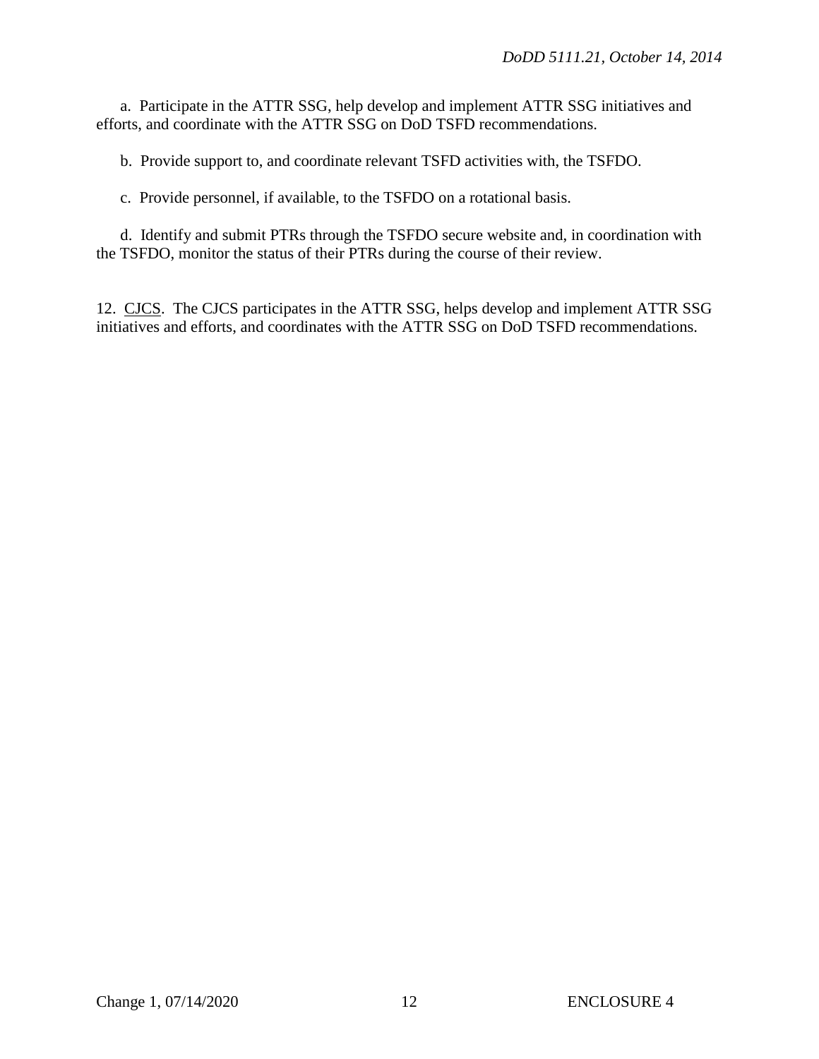a. Participate in the ATTR SSG, help develop and implement ATTR SSG initiatives and efforts, and coordinate with the ATTR SSG on DoD TSFD recommendations.

b. Provide support to, and coordinate relevant TSFD activities with, the TSFDO.

c. Provide personnel, if available, to the TSFDO on a rotational basis.

d. Identify and submit PTRs through the TSFDO secure website and, in coordination with the TSFDO, monitor the status of their PTRs during the course of their review.

12. CJCS. The CJCS participates in the ATTR SSG, helps develop and implement ATTR SSG initiatives and efforts, and coordinates with the ATTR SSG on DoD TSFD recommendations.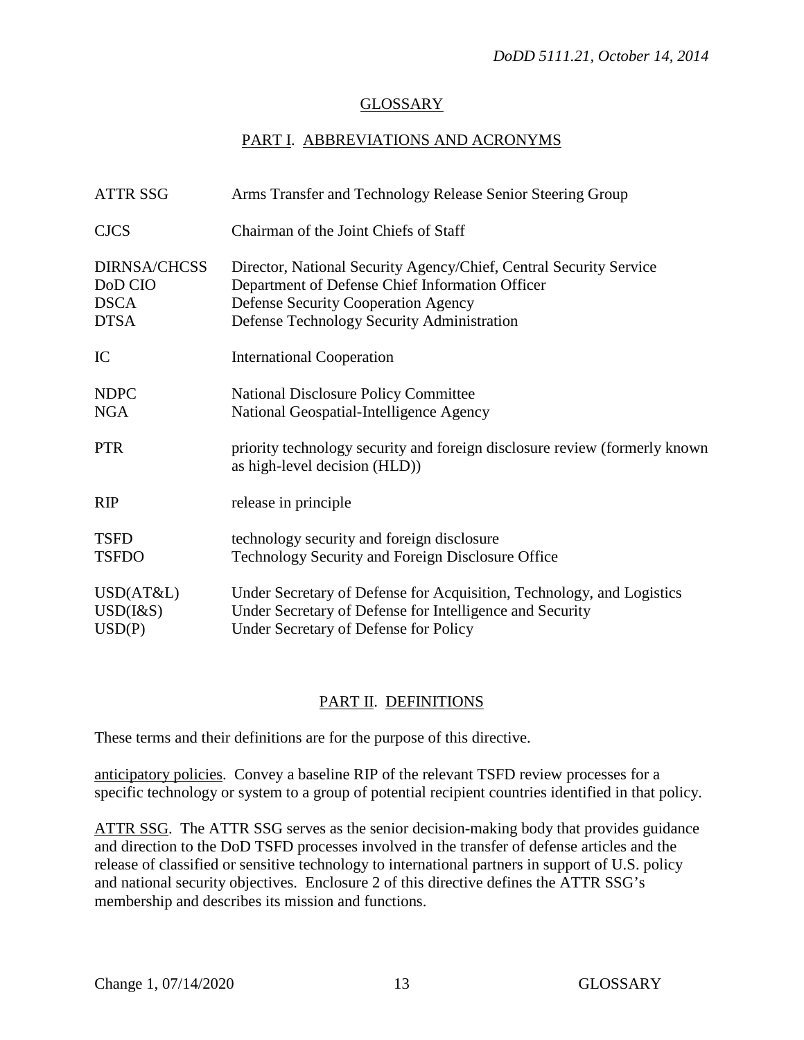## GLOSSARY

### PART I. ABBREVIATIONS AND ACRONYMS

| | |
|---|---|
| ATTR SSG | Arms Transfer and Technology Release Senior Steering Group |
| CJCS | Chairman of the Joint Chiefs of Staff |
| DIRNSA/CHCSS | Director, National Security Agency/Chief, Central Security Service |
| DoD CIO | Department of Defense Chief Information Officer |
| DSCA | Defense Security Cooperation Agency |
| DTSA | Defense Technology Security Administration |
| IC | International Cooperation |
| NDPC | National Disclosure Policy Committee |
| NGA | National Geospatial-Intelligence Agency |
| PTR | priority technology security and foreign disclosure review (formerly known as high-level decision (HLD)) |
| RIP | release in principle |
| TSFD | technology security and foreign disclosure |
| TSFDO | Technology Security and Foreign Disclosure Office |
| USD(AT&L) | Under Secretary of Defense for Acquisition, Technology, and Logistics |
| USD(I&S) | Under Secretary of Defense for Intelligence and Security |
| USD(P) | Under Secretary of Defense for Policy |

### PART II. DEFINITIONS

These terms and their definitions are for the purpose of this directive.

anticipatory policies. Convey a baseline RIP of the relevant TSFD review processes for a specific technology or system to a group of potential recipient countries identified in that policy.

ATTR SSG. The ATTR SSG serves as the senior decision-making body that provides guidance and direction to the DoD TSFD processes involved in the transfer of defense articles and the release of classified or sensitive technology to international partners in support of U.S. policy and national security objectives. Enclosure 2 of this directive defines the ATTR SSG's membership and describes its mission and functions.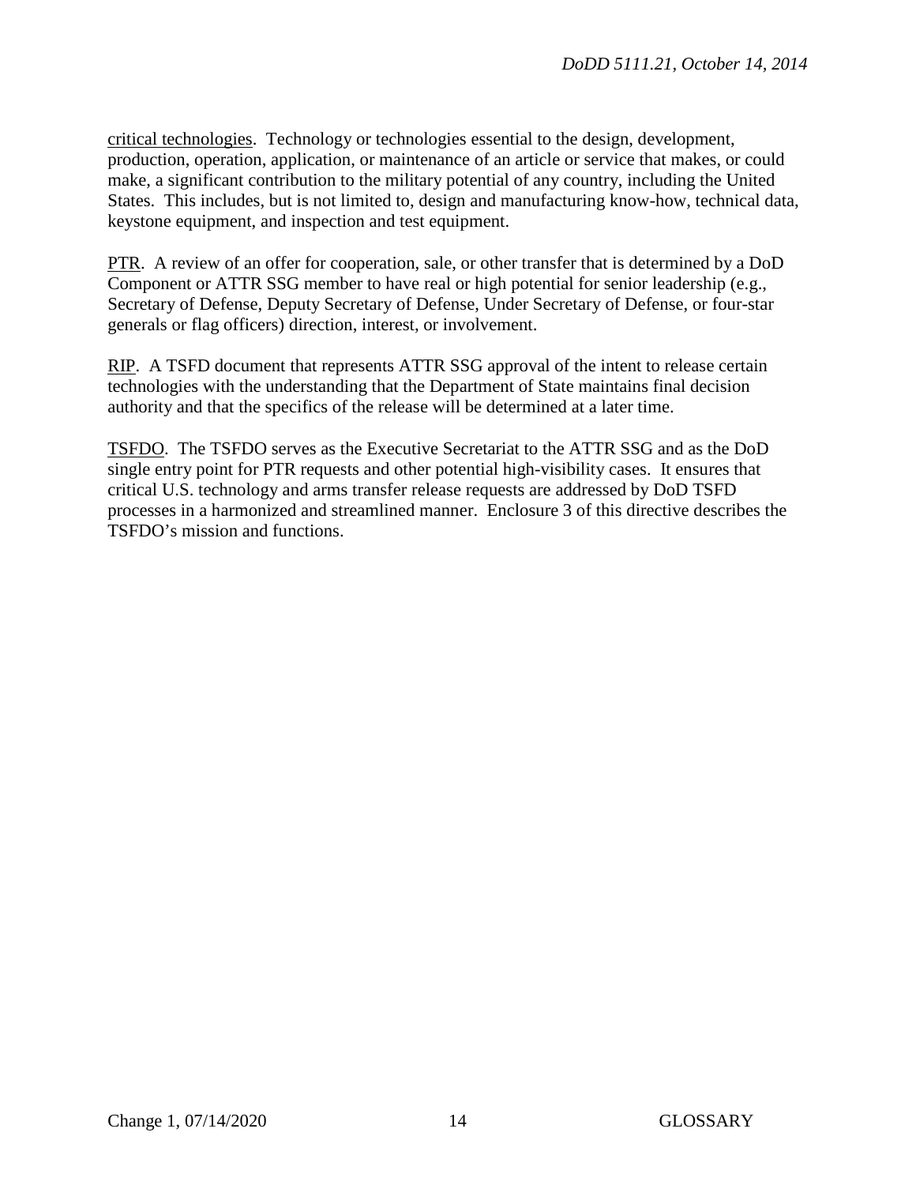critical technologies. Technology or technologies essential to the design, development, production, operation, application, or maintenance of an article or service that makes, or could make, a significant contribution to the military potential of any country, including the United States. This includes, but is not limited to, design and manufacturing know-how, technical data, keystone equipment, and inspection and test equipment.

PTR. A review of an offer for cooperation, sale, or other transfer that is determined by a DoD Component or ATTR SSG member to have real or high potential for senior leadership (e.g., Secretary of Defense, Deputy Secretary of Defense, Under Secretary of Defense, or four-star generals or flag officers) direction, interest, or involvement.

RIP. A TSFD document that represents ATTR SSG approval of the intent to release certain technologies with the understanding that the Department of State maintains final decision authority and that the specifics of the release will be determined at a later time.

TSFDO. The TSFDO serves as the Executive Secretariat to the ATTR SSG and as the DoD single entry point for PTR requests and other potential high-visibility cases. It ensures that critical U.S. technology and arms transfer release requests are addressed by DoD TSFD processes in a harmonized and streamlined manner. Enclosure 3 of this directive describes the TSFDO's mission and functions.